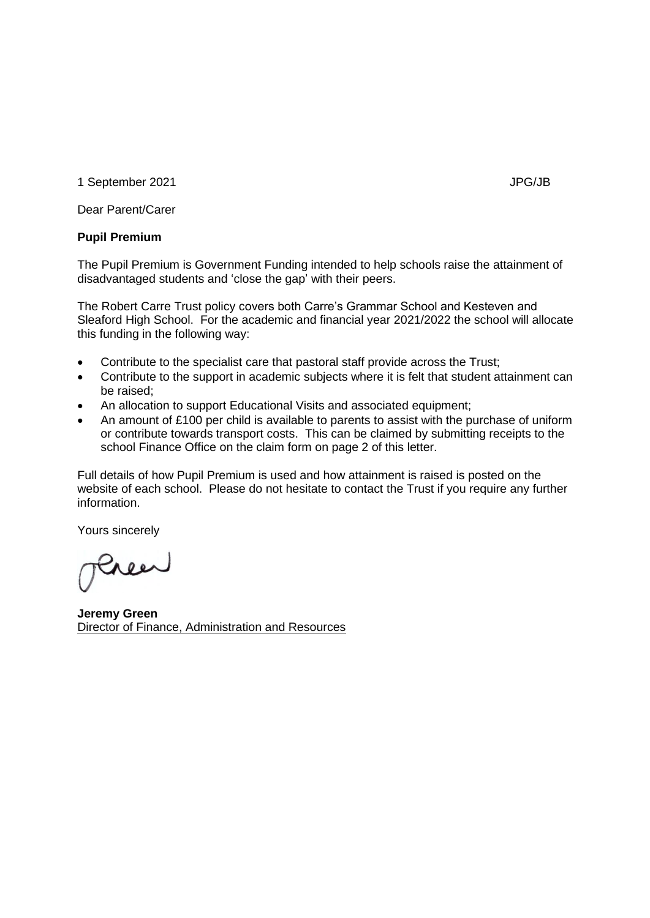1 September 2021 JPG/JB

Dear Parent/Carer

**Pupil Premium**

The Pupil Premium is Government Funding intended to help schools raise the attainment of disadvantaged students and 'close the gap' with their peers.

The Robert Carre Trust policy covers both Carre's Grammar School and Kesteven and Sleaford High School. For the academic and financial year 2021/2022 the school will allocate this funding in the following way:

- Contribute to the specialist care that pastoral staff provide across the Trust;
- Contribute to the support in academic subjects where it is felt that student attainment can be raised;
- An allocation to support Educational Visits and associated equipment;
- An amount of £100 per child is available to parents to assist with the purchase of uniform or contribute towards transport costs. This can be claimed by submitting receipts to the school Finance Office on the claim form on page 2 of this letter.

Full details of how Pupil Premium is used and how attainment is raised is posted on the website of each school. Please do not hesitate to contact the Trust if you require any further information.

Yours sincerely

**Jeremy Green**
Director of Finance, Administration and Resources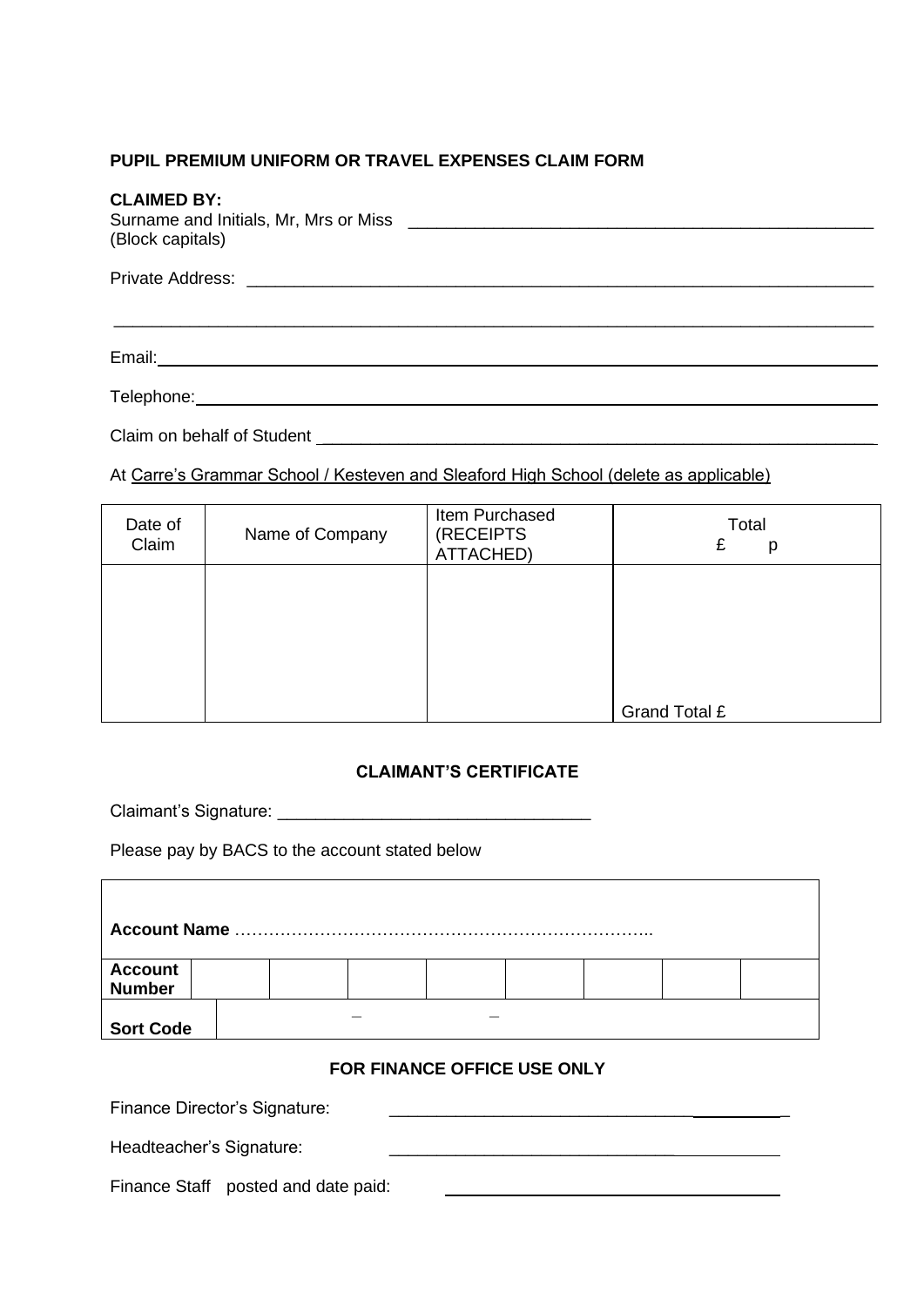**PUPIL PREMIUM UNIFORM OR TRAVEL EXPENSES CLAIM FORM**

**CLAIMED BY:**

Surname and Initials, Mr, Mrs or Miss ______________________________________________
(Block capitals)

Private Address: ____________________________________________________________

________________________________________________________________________

Email: ________________________________________________________________

Telephone: _____________________________________________________________

Claim on behalf of Student ______________________________________________________

At Carre's Grammar School / Kesteven and Sleaford High School (delete as applicable)

| Date of Claim | Name of Company | Item Purchased (RECEIPTS ATTACHED) | Total £ p |
|---|---|---|---|
| | | | Grand Total £ |

**CLAIMANT'S CERTIFICATE**

Claimant's Signature: ________________________________

Please pay by BACS to the account stated below

| | | | | | | | | |
|---|---|---|---|---|---|---|---|---|
| **Account Name** ………………………………………………………………….. | | | | | | | | |
| **Account Number** | | | | | | | | |
| **Sort Code** | – | | – | | | | | |

**FOR FINANCE OFFICE USE ONLY**

Finance Director's Signature: ________________________________

Headteacher's Signature: ________________________________

Finance Staff posted and date paid: ________________________________